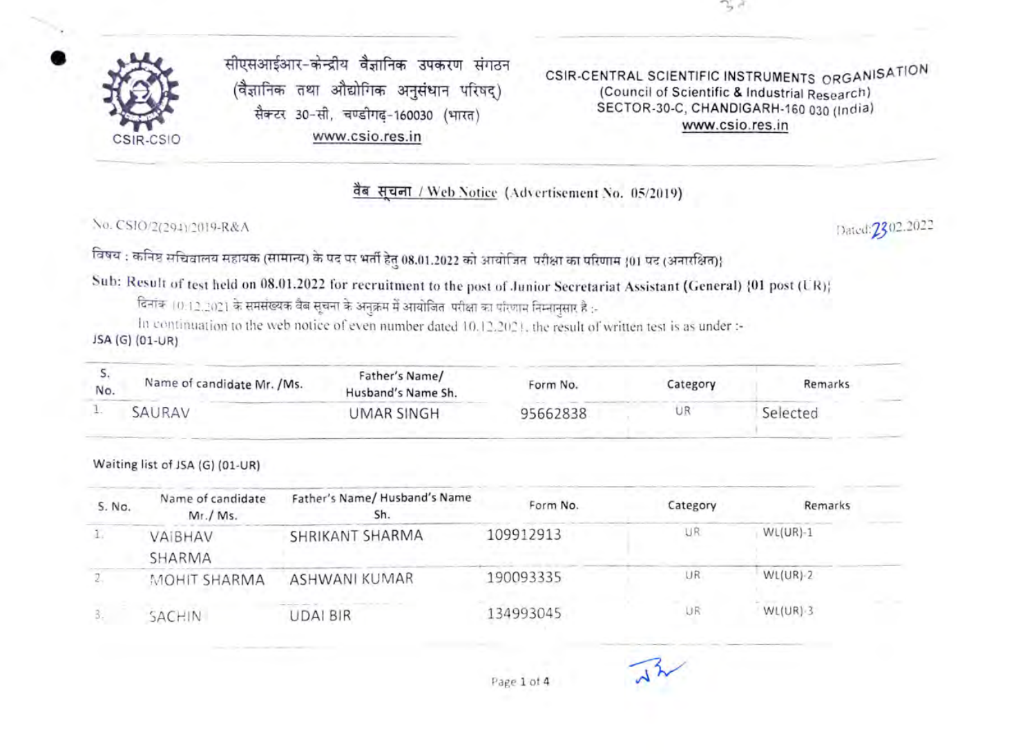सीएसआईआर-केन्द्रीय वैज्ञानिक उपकरण संगठन
(वैज्ञानिक तथा औद्योगिक अनुसंधान परिषद्)
सैक्टर 30-सी, चण्डीगढ़-160030 (भारत)
www.csio.res.in

CSIR-CENTRAL SCIENTIFIC INSTRUMENTS ORGANISATION
(Council of Scientific & Industrial Research)
SECTOR-30-C, CHANDIGARH-160 030 (India)
www.csio.res.in

## वैब सूचना / Web Notice (Advertisement No. 05/2019)

No. CSIO/2(294)/2019-R&A

Dated: 23.02.2022

विषय : कनिष्ठ सचिवालय सहायक (सामान्य) के पद पर भर्ती हेतु 08.01.2022 को आयोजित परीक्षा का परिणाम {01 पद (अनारक्षित)}

Sub: Result of test held on 08.01.2022 for recruitment to the post of Junior Secretariat Assistant (General) {01 post (UR)}

दिनांक 10.12.2021 के समसंख्यक वैब सूचना के अनुक्रम में आयोजित परीक्षा का परिणाम निम्नानुसार है :-

In continuation to the web notice of even number dated 10.12.2021, the result of written test is as under :-

JSA (G) (01-UR)

| S. No. | Name of candidate Mr. /Ms. | Father's Name/ Husband's Name Sh. | Form No. | Category | Remarks |
|---|---|---|---|---|---|
| 1. | SAURAV | UMAR SINGH | 95662838 | UR | Selected |

Waiting list of JSA (G) (01-UR)

| S. No. | Name of candidate Mr./ Ms. | Father's Name/ Husband's Name Sh. | Form No. | Category | Remarks |
|---|---|---|---|---|---|
| 1. | VAIBHAV SHARMA | SHRIKANT SHARMA | 109912913 | UR | WL(UR)-1 |
| 2. | MOHIT SHARMA | ASHWANI KUMAR | 190093335 | UR | WL(UR)-2 |
| 3. | SACHIN | UDAI BIR | 134993045 | UR | WL(UR)-3 |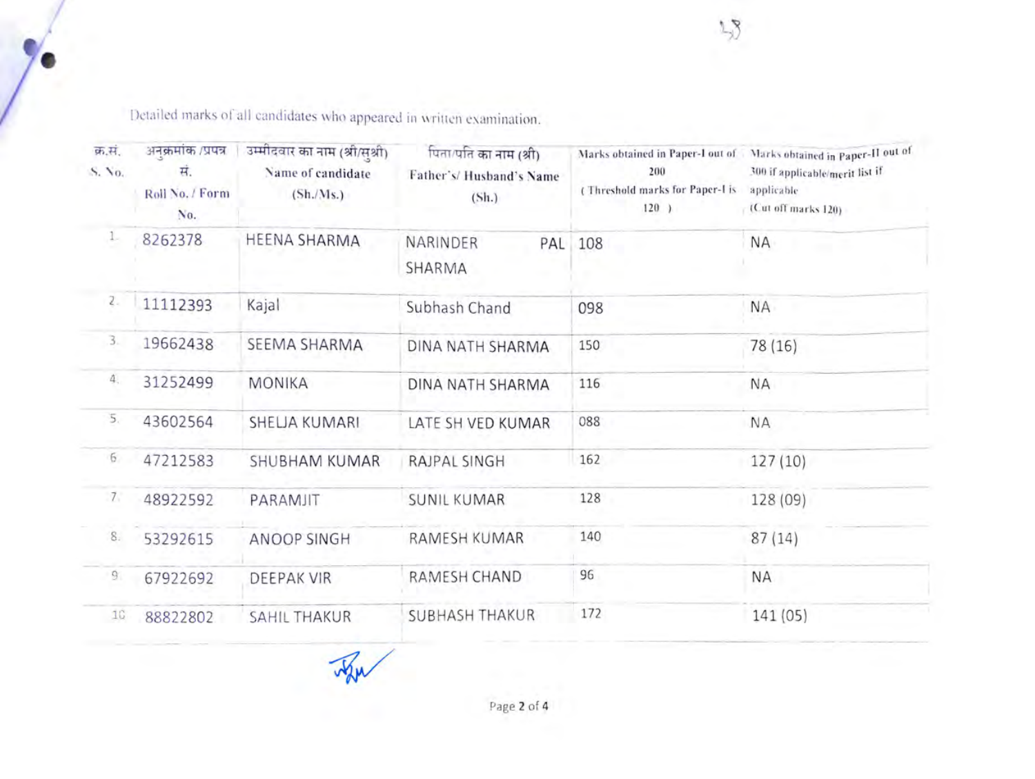Detailed marks of all candidates who appeared in written examination.

| क्र.सं. S. No. | अनुक्रमांक /प्रपत्र सं. Roll No. / Form No. | उम्मीदवार का नाम (श्री/सुश्री) Name of candidate (Sh./Ms.) | पिता/पति का नाम (श्री) Father's/ Husband's Name (Sh.) | Marks obtained in Paper-I out of 200 ( Threshold marks for Paper-I is 120 ) | Marks obtained in Paper-II out of 300 if applicable/merit list if applicable (Cut off marks 120) |
|---|---|---|---|---|---|
| 1. | 8262378 | HEENA SHARMA | NARINDER PAL SHARMA | 108 | NA |
| 2. | 11112393 | Kajal | Subhash Chand | 098 | NA |
| 3. | 19662438 | SEEMA SHARMA | DINA NATH SHARMA | 150 | 78 (16) |
| 4. | 31252499 | MONIKA | DINA NATH SHARMA | 116 | NA |
| 5. | 43602564 | SHELJA KUMARI | LATE SH VED KUMAR | 088 | NA |
| 6. | 47212583 | SHUBHAM KUMAR | RAJPAL SINGH | 162 | 127 (10) |
| 7. | 48922592 | PARAMJIT | SUNIL KUMAR | 128 | 128 (09) |
| 8. | 53292615 | ANOOP SINGH | RAMESH KUMAR | 140 | 87 (14) |
| 9. | 67922692 | DEEPAK VIR | RAMESH CHAND | 96 | NA |
| 10. | 88822802 | SAHIL THAKUR | SUBHASH THAKUR | 172 | 141 (05) |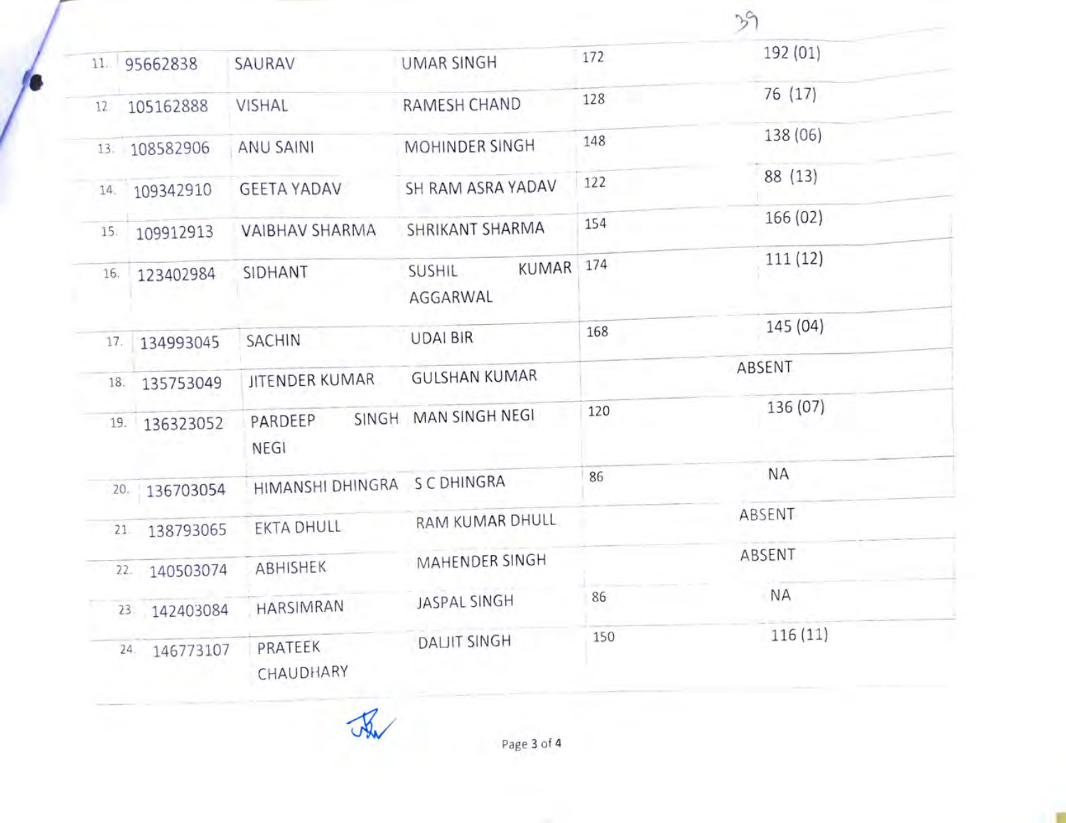| | | | | | |
|---|---|---|---|---|---|
| 11. | 95662838 | SAURAV | UMAR SINGH | 172 | 192 (01) |
| 12. | 105162888 | VISHAL | RAMESH CHAND | 128 | 76 (17) |
| 13. | 108582906 | ANU SAINI | MOHINDER SINGH | 148 | 138 (06) |
| 14. | 109342910 | GEETA YADAV | SH RAM ASRA YADAV | 122 | 88 (13) |
| 15. | 109912913 | VAIBHAV SHARMA | SHRIKANT SHARMA | 154 | 166 (02) |
| 16. | 123402984 | SIDHANT | SUSHIL KUMAR AGGARWAL | 174 | 111 (12) |
| 17. | 134993045 | SACHIN | UDAI BIR | 168 | 145 (04) |
| 18. | 135753049 | JITENDER KUMAR | GULSHAN KUMAR | | ABSENT |
| 19. | 136323052 | PARDEEP SINGH NEGI | MAN SINGH NEGI | 120 | 136 (07) |
| 20. | 136703054 | HIMANSHI DHINGRA | S C DHINGRA | 86 | NA |
| 21. | 138793065 | EKTA DHULL | RAM KUMAR DHULL | | ABSENT |
| 22. | 140503074 | ABHISHEK | MAHENDER SINGH | | ABSENT |
| 23. | 142403084 | HARSIMRAN | JASPAL SINGH | 86 | NA |
| 24. | 146773107 | PRATEEK CHAUDHARY | DALJIT SINGH | 150 | 116 (11) |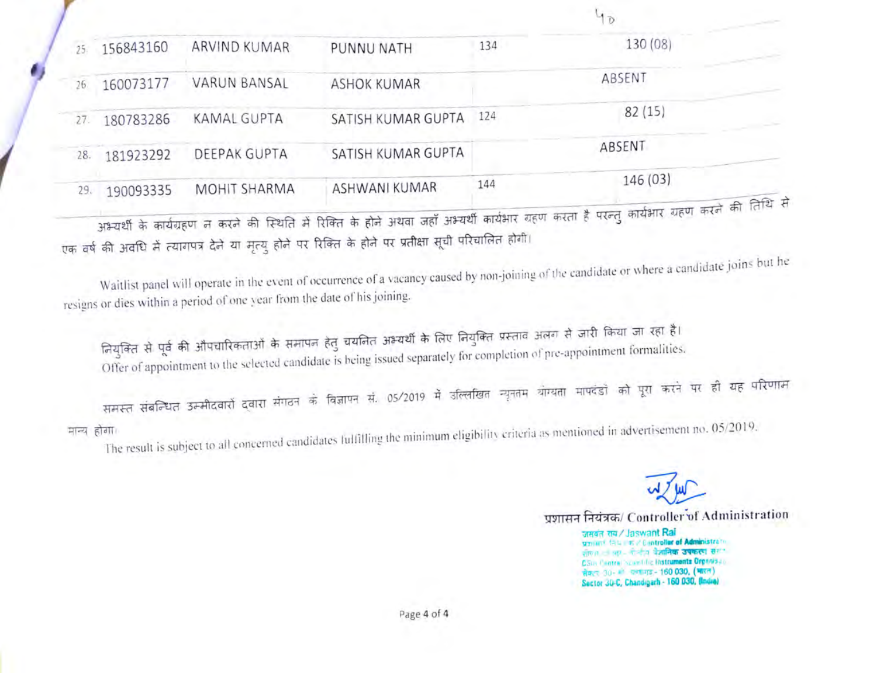| | | | | | |
|---|---|---|---|---|---|
| 25. | 156843160 | ARVIND KUMAR | PUNNU NATH | 134 | 130 (08) |
| 26. | 160073177 | VARUN BANSAL | ASHOK KUMAR | | ABSENT |
| 27. | 180783286 | KAMAL GUPTA | SATISH KUMAR GUPTA | 124 | 82 (15) |
| 28. | 181923292 | DEEPAK GUPTA | SATISH KUMAR GUPTA | | ABSENT |
| 29. | 190093335 | MOHIT SHARMA | ASHWANI KUMAR | 144 | 146 (03) |

अभ्यर्थी के कार्यग्रहण न करने की स्थिति में रिक्ति के होने अथवा जहाँ अभ्यर्थी कार्यभार ग्रहण करता है परन्तु कार्यभार ग्रहण करने की तिथि से एक वर्ष की अवधि में त्यागपत्र देने या मृत्यु होने पर रिक्ति के होने पर प्रतीक्षा सूची परिचालित होगी।

Waitlist panel will operate in the event of occurrence of a vacancy caused by non-joining of the candidate or where a candidate joins but he resigns or dies within a period of one year from the date of his joining.

नियुक्ति से पूर्व की औपचारिकताओं के समापन हेतु चयनित अभ्यर्थी के लिए नियुक्ति प्रस्ताव अलग से जारी किया जा रहा है।
Offer of appointment to the selected candidate is being issued separately for completion of pre-appointment formalities.

समस्त संबन्धित उम्मीदवारों द्वारा संगठन के विज्ञापन सं. 05/2019 में उल्लिखित न्यूनतम योग्यता मापदंडों को पूरा करने पर ही यह परिणाम मान्य होगा।
The result is subject to all concerned candidates fulfilling the minimum eligibility criteria as mentioned in advertisement no. 05/2019.

प्रशासन नियंत्रक/ Controller of Administration

जसवंत राय / Jaswant Rai
प्रशासन नियंत्रक / Controller of Administration
सीएसआईआर - केन्द्रीय वैज्ञानिक उपकरण संगठन
CSIR-Central Scientific Instruments Organisation
सैक्टर 30-सी, चण्डीगढ़ - 160 030, (भारत)
Sector 30-C, Chandigarh - 160 030, (India)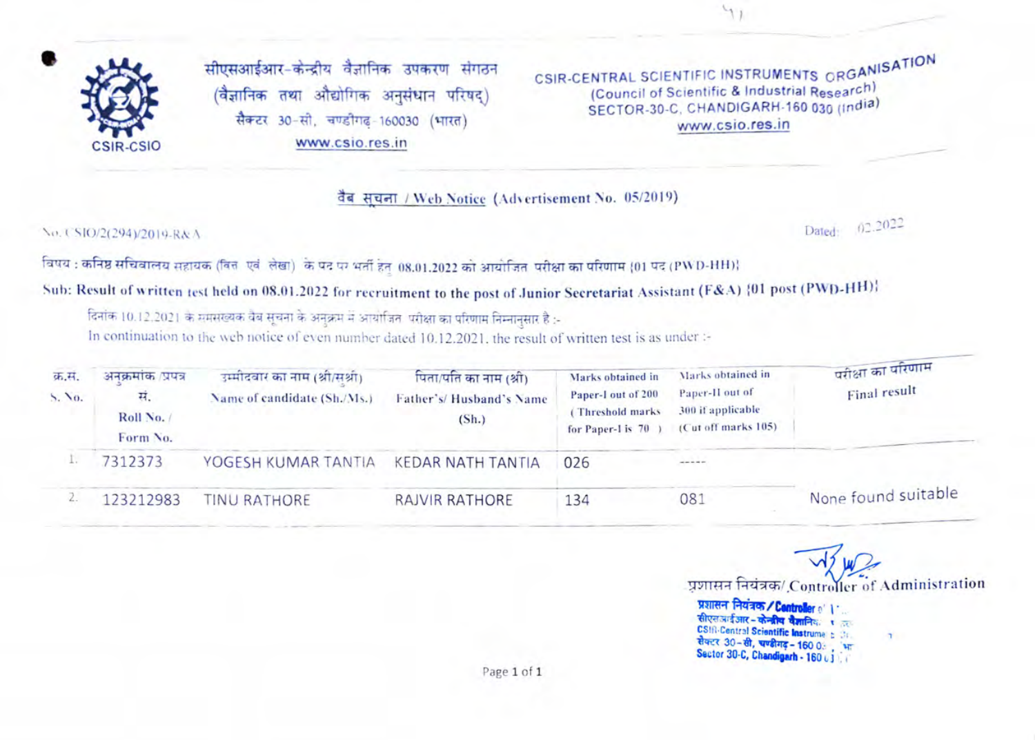सीएसआईआर-केन्द्रीय वैज्ञानिक उपकरण संगठन
(वैज्ञानिक तथा औद्योगिक अनुसंधान परिषद्)
सैक्टर 30-सी, चण्डीगढ़-160030 (भारत)
www.csio.res.in

CSIR-CSIO

CSIR-CENTRAL SCIENTIFIC INSTRUMENTS ORGANISATION
(Council of Scientific & Industrial Research)
SECTOR-30-C, CHANDIGARH-160 030 (India)
www.csio.res.in

## वैब सूचना / Web Notice (Advertisement No. 05/2019)

No. CSIO/2(294)/2019-R&A

Dated: 02.2022

**विषय : कनिष्ठ सचिवालय सहायक (वित्त एवं लेखा) के पद पर भर्ती हेतु 08.01.2022 को आयोजित परीक्षा का परिणाम {01 पद (PWD-HH)}**

**Sub: Result of written test held on 08.01.2022 for recruitment to the post of Junior Secretariat Assistant (F&A) {01 post (PWD-HH)}**

दिनांक 10.12.2021 के समसंख्यक वैब सूचना के अनुक्रम में आयोजित परीक्षा का परिणाम निम्नानुसार है :-

In continuation to the web notice of even number dated 10.12.2021, the result of written test is as under :-

| क्र.सं. S. No. | अनुक्रमांक /प्रपत्र सं. Roll No. / Form No. | उम्मीदवार का नाम (श्री/सुश्री) Name of candidate (Sh./Ms.) | पिता/पति का नाम (श्री) Father's/ Husband's Name (Sh.) | Marks obtained in Paper-I out of 200 (Threshold marks for Paper-I is 70) | Marks obtained in Paper-II out of 300 if applicable (Cut off marks 105) | परीक्षा का परिणाम Final result |
|---|---|---|---|---|---|---|
| 1. | 7312373 | YOGESH KUMAR TANTIA | KEDAR NATH TANTIA | 026 | ----- | None found suitable |
| 2. | 123212983 | TINU RATHORE | RAJVIR RATHORE | 134 | 081 | |

प्रशासन नियंत्रक/ Controller of Administration

प्रशासन नियंत्रक / Controller of ...
सीएसआईआर - केन्द्रीय वैज्ञानिक ...
CSIR-Central Scientific Instrume...
सैक्टर 30-सी, चण्डीगढ़ - 160 0...
Sector 30-C, Chandigarh - 160 ...